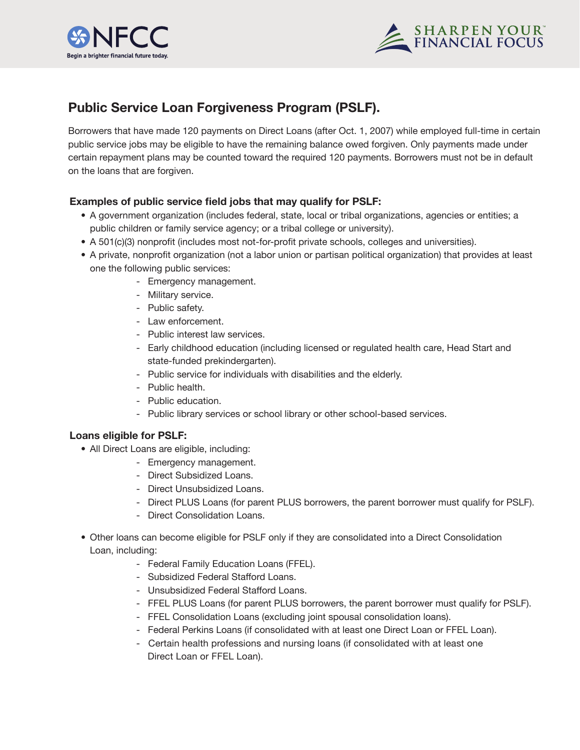# Public Service Loan Forgiveness Program (PSLF).

Borrowers that have made 120 payments on Direct Loans (after Oct. 1, 2007) while employed full-time in certain public service jobs may be eligible to have the remaining balance owed forgiven. Only payments made under certain repayment plans may be counted toward the required 120 payments. Borrowers must not be in default on the loans that are forgiven.

**Examples of public service field jobs that may qualify for PSLF:**

- A government organization (includes federal, state, local or tribal organizations, agencies or entities; a public children or family service agency; or a tribal college or university).
- A 501(c)(3) nonprofit (includes most not-for-profit private schools, colleges and universities).
- A private, nonprofit organization (not a labor union or partisan political organization) that provides at least one the following public services:
  - Emergency management.
  - Military service.
  - Public safety.
  - Law enforcement.
  - Public interest law services.
  - Early childhood education (including licensed or regulated health care, Head Start and state-funded prekindergarten).
  - Public service for individuals with disabilities and the elderly.
  - Public health.
  - Public education.
  - Public library services or school library or other school-based services.

**Loans eligible for PSLF:**

- All Direct Loans are eligible, including:
  - Emergency management.
  - Direct Subsidized Loans.
  - Direct Unsubsidized Loans.
  - Direct PLUS Loans (for parent PLUS borrowers, the parent borrower must qualify for PSLF).
  - Direct Consolidation Loans.

- Other loans can become eligible for PSLF only if they are consolidated into a Direct Consolidation Loan, including:
  - Federal Family Education Loans (FFEL).
  - Subsidized Federal Stafford Loans.
  - Unsubsidized Federal Stafford Loans.
  - FFEL PLUS Loans (for parent PLUS borrowers, the parent borrower must qualify for PSLF).
  - FFEL Consolidation Loans (excluding joint spousal consolidation loans).
  - Federal Perkins Loans (if consolidated with at least one Direct Loan or FFEL Loan).
  - Certain health professions and nursing loans (if consolidated with at least one Direct Loan or FFEL Loan).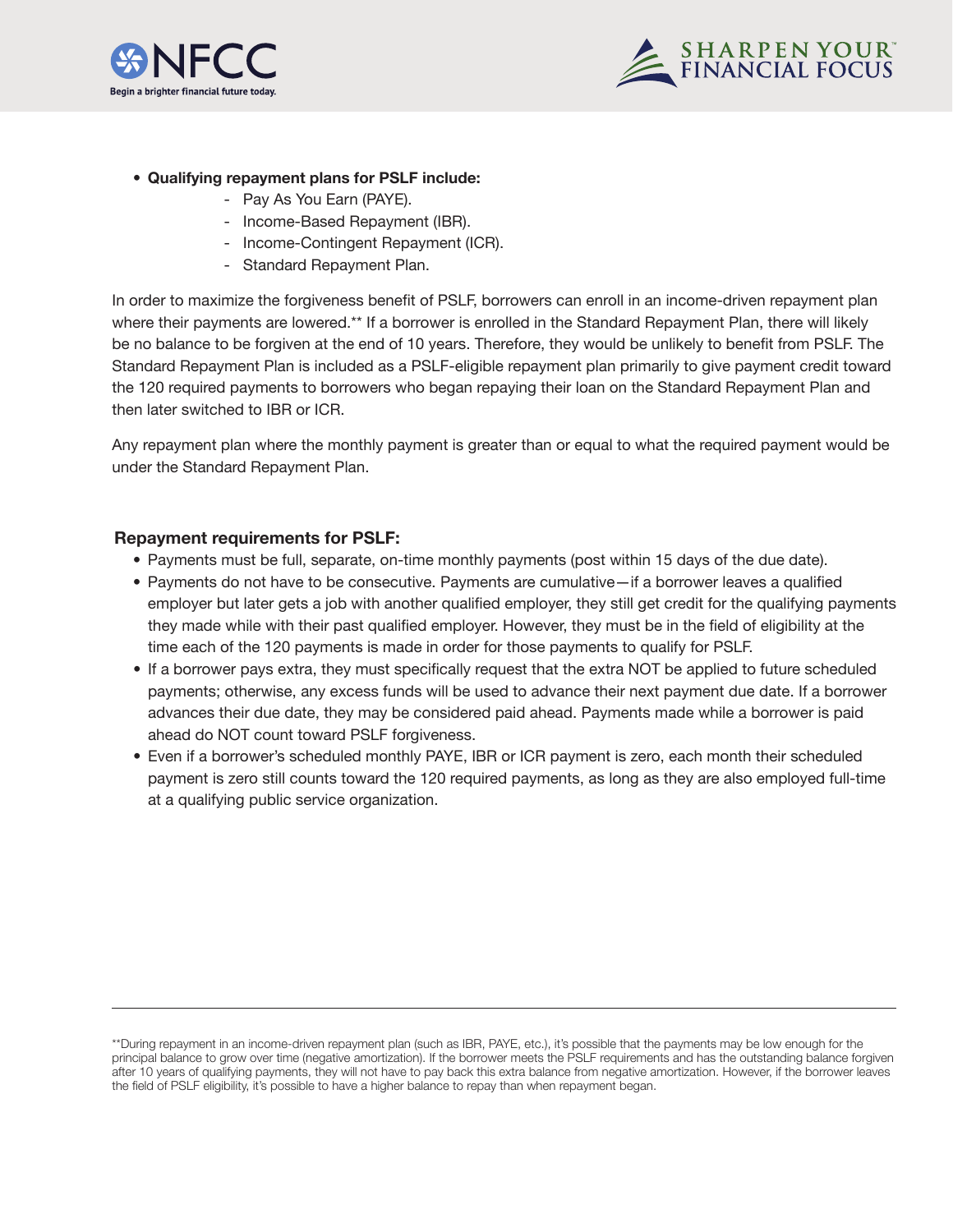- **Qualifying repayment plans for PSLF include:**
  - Pay As You Earn (PAYE).
  - Income-Based Repayment (IBR).
  - Income-Contingent Repayment (ICR).
  - Standard Repayment Plan.

In order to maximize the forgiveness benefit of PSLF, borrowers can enroll in an income-driven repayment plan where their payments are lowered.** If a borrower is enrolled in the Standard Repayment Plan, there will likely be no balance to be forgiven at the end of 10 years. Therefore, they would be unlikely to benefit from PSLF. The Standard Repayment Plan is included as a PSLF-eligible repayment plan primarily to give payment credit toward the 120 required payments to borrowers who began repaying their loan on the Standard Repayment Plan and then later switched to IBR or ICR.

Any repayment plan where the monthly payment is greater than or equal to what the required payment would be under the Standard Repayment Plan.

**Repayment requirements for PSLF:**

- Payments must be full, separate, on-time monthly payments (post within 15 days of the due date).
- Payments do not have to be consecutive. Payments are cumulative—if a borrower leaves a qualified employer but later gets a job with another qualified employer, they still get credit for the qualifying payments they made while with their past qualified employer. However, they must be in the field of eligibility at the time each of the 120 payments is made in order for those payments to qualify for PSLF.
- If a borrower pays extra, they must specifically request that the extra NOT be applied to future scheduled payments; otherwise, any excess funds will be used to advance their next payment due date. If a borrower advances their due date, they may be considered paid ahead. Payments made while a borrower is paid ahead do NOT count toward PSLF forgiveness.
- Even if a borrower's scheduled monthly PAYE, IBR or ICR payment is zero, each month their scheduled payment is zero still counts toward the 120 required payments, as long as they are also employed full-time at a qualifying public service organization.

---

**During repayment in an income-driven repayment plan (such as IBR, PAYE, etc.), it's possible that the payments may be low enough for the principal balance to grow over time (negative amortization). If the borrower meets the PSLF requirements and has the outstanding balance forgiven after 10 years of qualifying payments, they will not have to pay back this extra balance from negative amortization. However, if the borrower leaves the field of PSLF eligibility, it's possible to have a higher balance to repay than when repayment began.